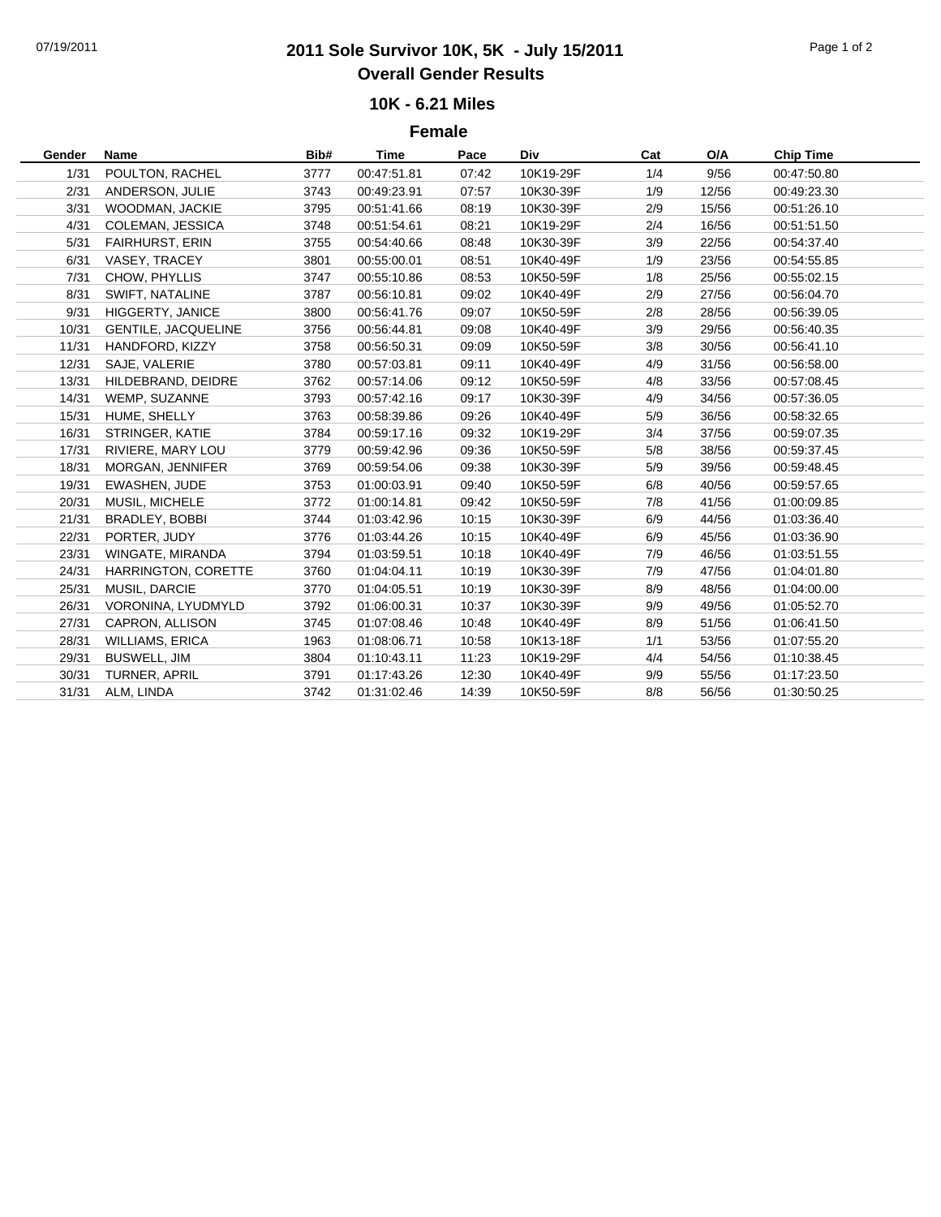# 2011 Sole Survivor 10K, 5K - July 15/2011

## Overall Gender Results

### 10K - 6.21 Miles

### Female

| Gender | Name | Bib# | Time | Pace | Div | Cat | O/A | Chip Time |
|---|---|---|---|---|---|---|---|---|
| 1/31 | POULTON, RACHEL | 3777 | 00:47:51.81 | 07:42 | 10K19-29F | 1/4 | 9/56 | 00:47:50.80 |
| 2/31 | ANDERSON, JULIE | 3743 | 00:49:23.91 | 07:57 | 10K30-39F | 1/9 | 12/56 | 00:49:23.30 |
| 3/31 | WOODMAN, JACKIE | 3795 | 00:51:41.66 | 08:19 | 10K30-39F | 2/9 | 15/56 | 00:51:26.10 |
| 4/31 | COLEMAN, JESSICA | 3748 | 00:51:54.61 | 08:21 | 10K19-29F | 2/4 | 16/56 | 00:51:51.50 |
| 5/31 | FAIRHURST, ERIN | 3755 | 00:54:40.66 | 08:48 | 10K30-39F | 3/9 | 22/56 | 00:54:37.40 |
| 6/31 | VASEY, TRACEY | 3801 | 00:55:00.01 | 08:51 | 10K40-49F | 1/9 | 23/56 | 00:54:55.85 |
| 7/31 | CHOW, PHYLLIS | 3747 | 00:55:10.86 | 08:53 | 10K50-59F | 1/8 | 25/56 | 00:55:02.15 |
| 8/31 | SWIFT, NATALINE | 3787 | 00:56:10.81 | 09:02 | 10K40-49F | 2/9 | 27/56 | 00:56:04.70 |
| 9/31 | HIGGERTY, JANICE | 3800 | 00:56:41.76 | 09:07 | 10K50-59F | 2/8 | 28/56 | 00:56:39.05 |
| 10/31 | GENTILE, JACQUELINE | 3756 | 00:56:44.81 | 09:08 | 10K40-49F | 3/9 | 29/56 | 00:56:40.35 |
| 11/31 | HANDFORD, KIZZY | 3758 | 00:56:50.31 | 09:09 | 10K50-59F | 3/8 | 30/56 | 00:56:41.10 |
| 12/31 | SAJE, VALERIE | 3780 | 00:57:03.81 | 09:11 | 10K40-49F | 4/9 | 31/56 | 00:56:58.00 |
| 13/31 | HILDEBRAND, DEIDRE | 3762 | 00:57:14.06 | 09:12 | 10K50-59F | 4/8 | 33/56 | 00:57:08.45 |
| 14/31 | WEMP, SUZANNE | 3793 | 00:57:42.16 | 09:17 | 10K30-39F | 4/9 | 34/56 | 00:57:36.05 |
| 15/31 | HUME, SHELLY | 3763 | 00:58:39.86 | 09:26 | 10K40-49F | 5/9 | 36/56 | 00:58:32.65 |
| 16/31 | STRINGER, KATIE | 3784 | 00:59:17.16 | 09:32 | 10K19-29F | 3/4 | 37/56 | 00:59:07.35 |
| 17/31 | RIVIERE, MARY LOU | 3779 | 00:59:42.96 | 09:36 | 10K50-59F | 5/8 | 38/56 | 00:59:37.45 |
| 18/31 | MORGAN, JENNIFER | 3769 | 00:59:54.06 | 09:38 | 10K30-39F | 5/9 | 39/56 | 00:59:48.45 |
| 19/31 | EWASHEN, JUDE | 3753 | 01:00:03.91 | 09:40 | 10K50-59F | 6/8 | 40/56 | 00:59:57.65 |
| 20/31 | MUSIL, MICHELE | 3772 | 01:00:14.81 | 09:42 | 10K50-59F | 7/8 | 41/56 | 01:00:09.85 |
| 21/31 | BRADLEY, BOBBI | 3744 | 01:03:42.96 | 10:15 | 10K30-39F | 6/9 | 44/56 | 01:03:36.40 |
| 22/31 | PORTER, JUDY | 3776 | 01:03:44.26 | 10:15 | 10K40-49F | 6/9 | 45/56 | 01:03:36.90 |
| 23/31 | WINGATE, MIRANDA | 3794 | 01:03:59.51 | 10:18 | 10K40-49F | 7/9 | 46/56 | 01:03:51.55 |
| 24/31 | HARRINGTON, CORETTE | 3760 | 01:04:04.11 | 10:19 | 10K30-39F | 7/9 | 47/56 | 01:04:01.80 |
| 25/31 | MUSIL, DARCIE | 3770 | 01:04:05.51 | 10:19 | 10K30-39F | 8/9 | 48/56 | 01:04:00.00 |
| 26/31 | VORONINA, LYUDMYLD | 3792 | 01:06:00.31 | 10:37 | 10K30-39F | 9/9 | 49/56 | 01:05:52.70 |
| 27/31 | CAPRON, ALLISON | 3745 | 01:07:08.46 | 10:48 | 10K40-49F | 8/9 | 51/56 | 01:06:41.50 |
| 28/31 | WILLIAMS, ERICA | 1963 | 01:08:06.71 | 10:58 | 10K13-18F | 1/1 | 53/56 | 01:07:55.20 |
| 29/31 | BUSWELL, JIM | 3804 | 01:10:43.11 | 11:23 | 10K19-29F | 4/4 | 54/56 | 01:10:38.45 |
| 30/31 | TURNER, APRIL | 3791 | 01:17:43.26 | 12:30 | 10K40-49F | 9/9 | 55/56 | 01:17:23.50 |
| 31/31 | ALM, LINDA | 3742 | 01:31:02.46 | 14:39 | 10K50-59F | 8/8 | 56/56 | 01:30:50.25 |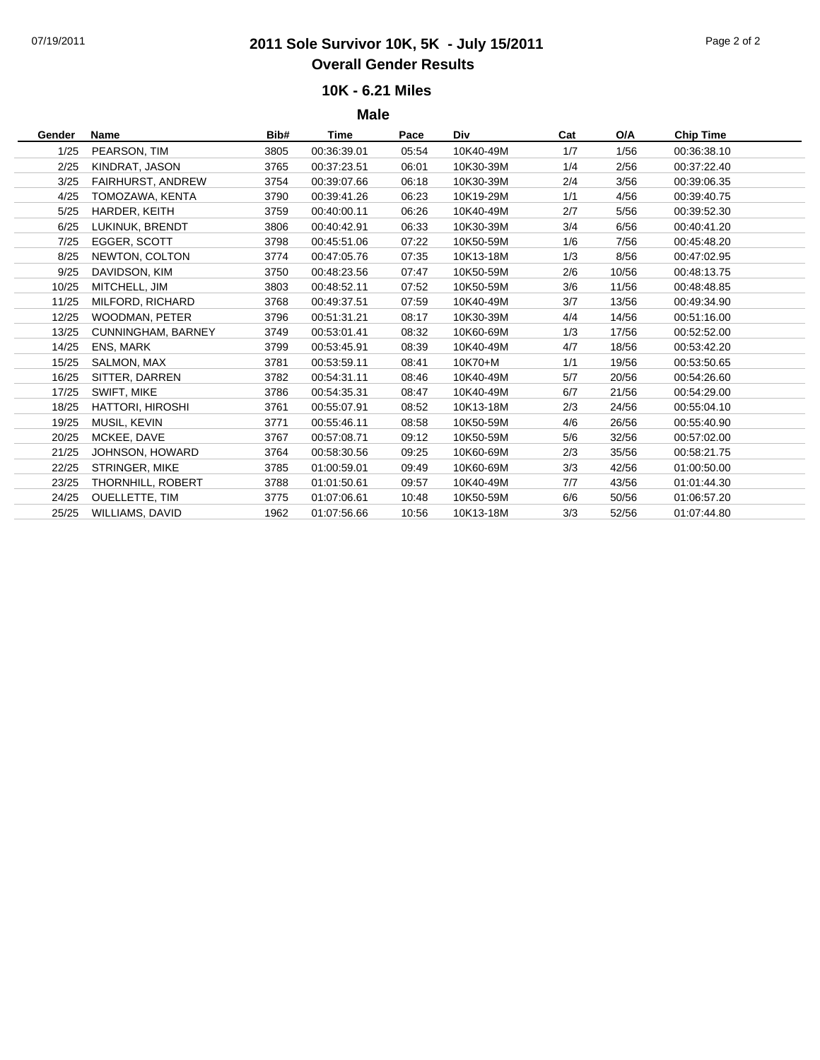# 2011 Sole Survivor 10K, 5K - July 15/2011

## Overall Gender Results

### 10K - 6.21 Miles

### Male

| Gender | Name | Bib# | Time | Pace | Div | Cat | O/A | Chip Time |
|---|---|---|---|---|---|---|---|---|
| 1/25 | PEARSON, TIM | 3805 | 00:36:39.01 | 05:54 | 10K40-49M | 1/7 | 1/56 | 00:36:38.10 |
| 2/25 | KINDRAT, JASON | 3765 | 00:37:23.51 | 06:01 | 10K30-39M | 1/4 | 2/56 | 00:37:22.40 |
| 3/25 | FAIRHURST, ANDREW | 3754 | 00:39:07.66 | 06:18 | 10K30-39M | 2/4 | 3/56 | 00:39:06.35 |
| 4/25 | TOMOZAWA, KENTA | 3790 | 00:39:41.26 | 06:23 | 10K19-29M | 1/1 | 4/56 | 00:39:40.75 |
| 5/25 | HARDER, KEITH | 3759 | 00:40:00.11 | 06:26 | 10K40-49M | 2/7 | 5/56 | 00:39:52.30 |
| 6/25 | LUKINUK, BRENDT | 3806 | 00:40:42.91 | 06:33 | 10K30-39M | 3/4 | 6/56 | 00:40:41.20 |
| 7/25 | EGGER, SCOTT | 3798 | 00:45:51.06 | 07:22 | 10K50-59M | 1/6 | 7/56 | 00:45:48.20 |
| 8/25 | NEWTON, COLTON | 3774 | 00:47:05.76 | 07:35 | 10K13-18M | 1/3 | 8/56 | 00:47:02.95 |
| 9/25 | DAVIDSON, KIM | 3750 | 00:48:23.56 | 07:47 | 10K50-59M | 2/6 | 10/56 | 00:48:13.75 |
| 10/25 | MITCHELL, JIM | 3803 | 00:48:52.11 | 07:52 | 10K50-59M | 3/6 | 11/56 | 00:48:48.85 |
| 11/25 | MILFORD, RICHARD | 3768 | 00:49:37.51 | 07:59 | 10K40-49M | 3/7 | 13/56 | 00:49:34.90 |
| 12/25 | WOODMAN, PETER | 3796 | 00:51:31.21 | 08:17 | 10K30-39M | 4/4 | 14/56 | 00:51:16.00 |
| 13/25 | CUNNINGHAM, BARNEY | 3749 | 00:53:01.41 | 08:32 | 10K60-69M | 1/3 | 17/56 | 00:52:52.00 |
| 14/25 | ENS, MARK | 3799 | 00:53:45.91 | 08:39 | 10K40-49M | 4/7 | 18/56 | 00:53:42.20 |
| 15/25 | SALMON, MAX | 3781 | 00:53:59.11 | 08:41 | 10K70+M | 1/1 | 19/56 | 00:53:50.65 |
| 16/25 | SITTER, DARREN | 3782 | 00:54:31.11 | 08:46 | 10K40-49M | 5/7 | 20/56 | 00:54:26.60 |
| 17/25 | SWIFT, MIKE | 3786 | 00:54:35.31 | 08:47 | 10K40-49M | 6/7 | 21/56 | 00:54:29.00 |
| 18/25 | HATTORI, HIROSHI | 3761 | 00:55:07.91 | 08:52 | 10K13-18M | 2/3 | 24/56 | 00:55:04.10 |
| 19/25 | MUSIL, KEVIN | 3771 | 00:55:46.11 | 08:58 | 10K50-59M | 4/6 | 26/56 | 00:55:40.90 |
| 20/25 | MCKEE, DAVE | 3767 | 00:57:08.71 | 09:12 | 10K50-59M | 5/6 | 32/56 | 00:57:02.00 |
| 21/25 | JOHNSON, HOWARD | 3764 | 00:58:30.56 | 09:25 | 10K60-69M | 2/3 | 35/56 | 00:58:21.75 |
| 22/25 | STRINGER, MIKE | 3785 | 01:00:59.01 | 09:49 | 10K60-69M | 3/3 | 42/56 | 01:00:50.00 |
| 23/25 | THORNHILL, ROBERT | 3788 | 01:01:50.61 | 09:57 | 10K40-49M | 7/7 | 43/56 | 01:01:44.30 |
| 24/25 | OUELLETTE, TIM | 3775 | 01:07:06.61 | 10:48 | 10K50-59M | 6/6 | 50/56 | 01:06:57.20 |
| 25/25 | WILLIAMS, DAVID | 1962 | 01:07:56.66 | 10:56 | 10K13-18M | 3/3 | 52/56 | 01:07:44.80 |